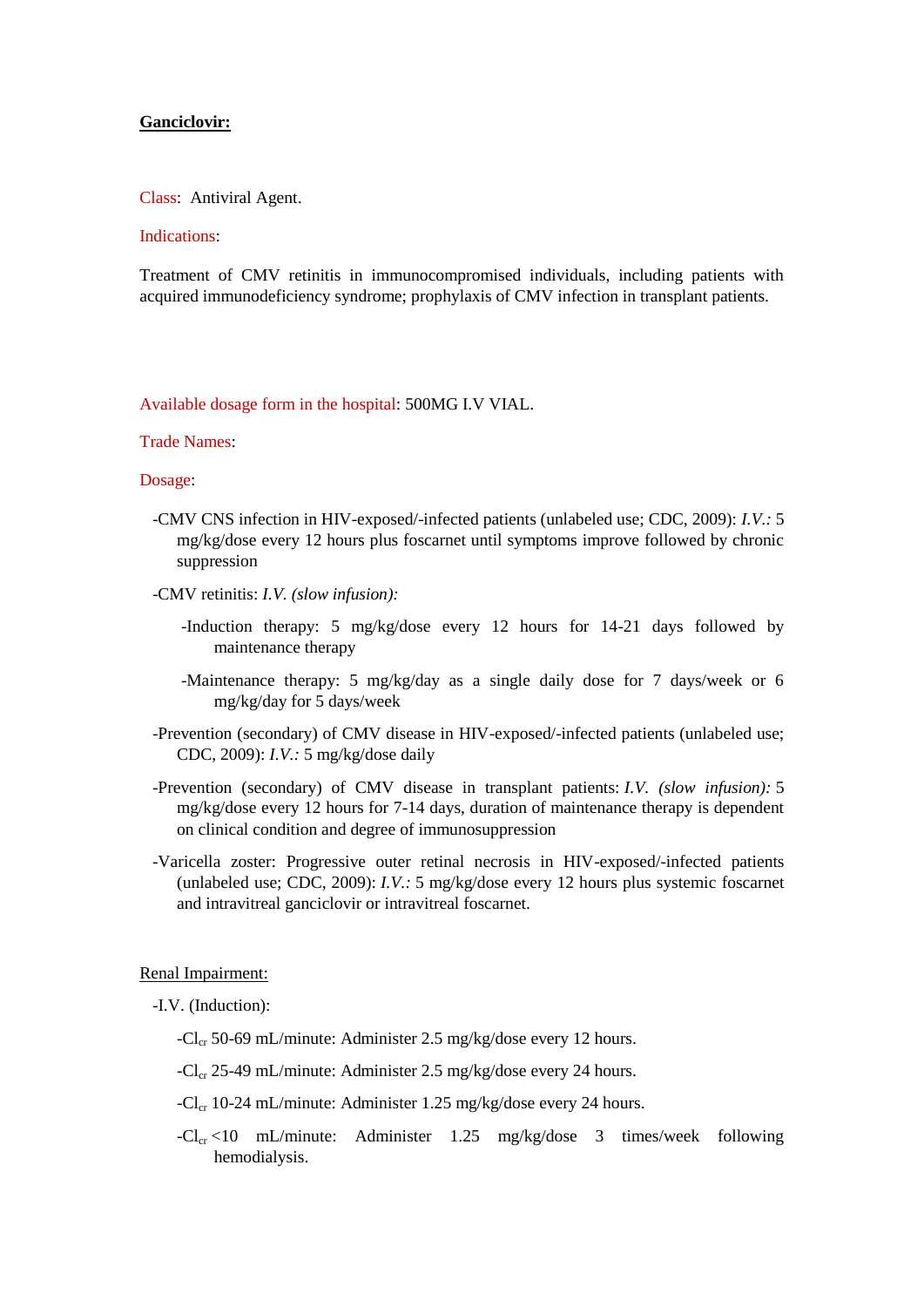**Ganciclovir:**

Class: Antiviral Agent.

Indications:

Treatment of CMV retinitis in immunocompromised individuals, including patients with acquired immunodeficiency syndrome; prophylaxis of CMV infection in transplant patients.

Available dosage form in the hospital: 500MG I.V VIAL.

Trade Names:

Dosage:

-CMV CNS infection in HIV-exposed/-infected patients (unlabeled use; CDC, 2009): *I.V.:* 5 mg/kg/dose every 12 hours plus foscarnet until symptoms improve followed by chronic suppression

-CMV retinitis: *I.V. (slow infusion):*

-Induction therapy: 5 mg/kg/dose every 12 hours for 14-21 days followed by maintenance therapy

-Maintenance therapy: 5 mg/kg/day as a single daily dose for 7 days/week or 6 mg/kg/day for 5 days/week

-Prevention (secondary) of CMV disease in HIV-exposed/-infected patients (unlabeled use; CDC, 2009): *I.V.:* 5 mg/kg/dose daily

-Prevention (secondary) of CMV disease in transplant patients: *I.V. (slow infusion):* 5 mg/kg/dose every 12 hours for 7-14 days, duration of maintenance therapy is dependent on clinical condition and degree of immunosuppression

-Varicella zoster: Progressive outer retinal necrosis in HIV-exposed/-infected patients (unlabeled use; CDC, 2009): *I.V.:* 5 mg/kg/dose every 12 hours plus systemic foscarnet and intravitreal ganciclovir or intravitreal foscarnet.

Renal Impairment:

-I.V. (Induction):

-$Cl_{cr}$ 50-69 mL/minute: Administer 2.5 mg/kg/dose every 12 hours.

-$Cl_{cr}$ 25-49 mL/minute: Administer 2.5 mg/kg/dose every 24 hours.

-$Cl_{cr}$ 10-24 mL/minute: Administer 1.25 mg/kg/dose every 24 hours.

-$Cl_{cr}$ <10 mL/minute: Administer 1.25 mg/kg/dose 3 times/week following hemodialysis.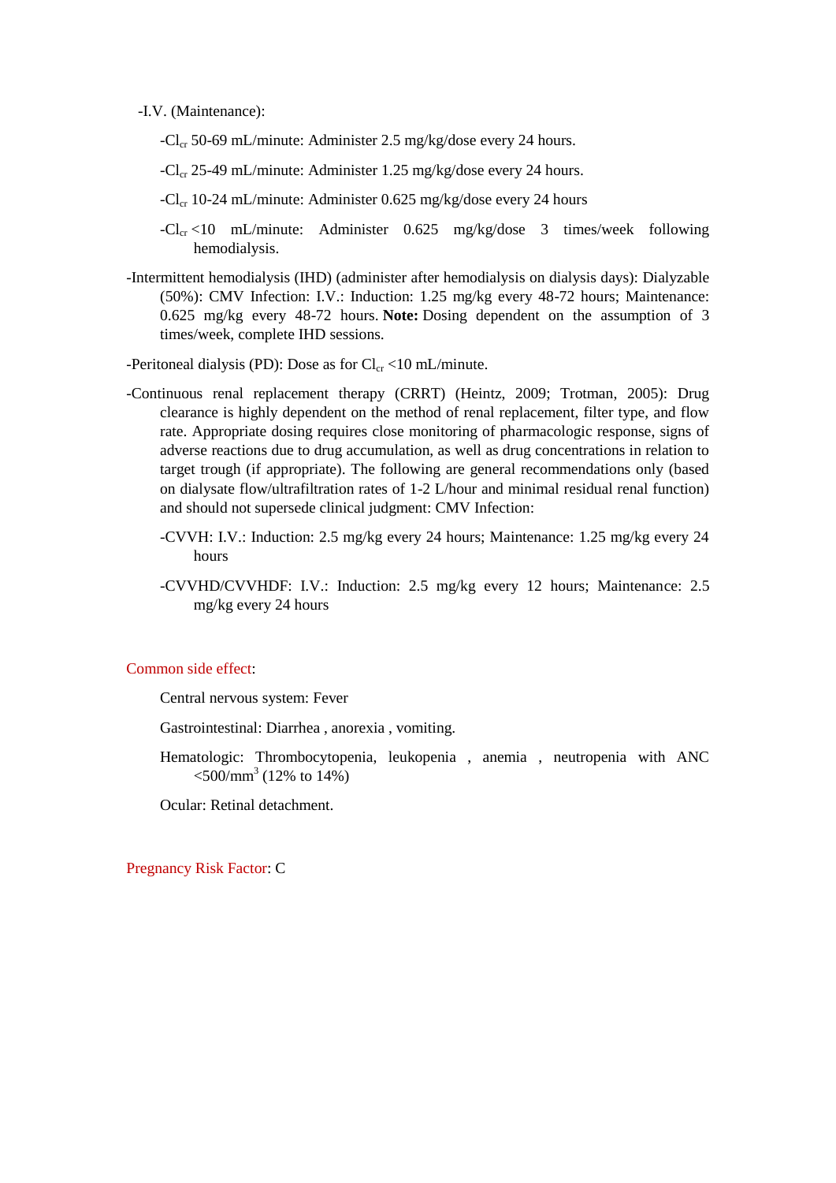- I.V. (Maintenance):
  - $Cl_{cr}$ 50-69 mL/minute: Administer 2.5 mg/kg/dose every 24 hours.
  - $Cl_{cr}$ 25-49 mL/minute: Administer 1.25 mg/kg/dose every 24 hours.
  - $Cl_{cr}$ 10-24 mL/minute: Administer 0.625 mg/kg/dose every 24 hours
  - $Cl_{cr}$ <10 mL/minute: Administer 0.625 mg/kg/dose 3 times/week following hemodialysis.

- Intermittent hemodialysis (IHD) (administer after hemodialysis on dialysis days): Dialyzable (50%): CMV Infection: I.V.: Induction: 1.25 mg/kg every 48-72 hours; Maintenance: 0.625 mg/kg every 48-72 hours. **Note:** Dosing dependent on the assumption of 3 times/week, complete IHD sessions.

- Peritoneal dialysis (PD): Dose as for $Cl_{cr}$ <10 mL/minute.

- Continuous renal replacement therapy (CRRT) (Heintz, 2009; Trotman, 2005): Drug clearance is highly dependent on the method of renal replacement, filter type, and flow rate. Appropriate dosing requires close monitoring of pharmacologic response, signs of adverse reactions due to drug accumulation, as well as drug concentrations in relation to target trough (if appropriate). The following are general recommendations only (based on dialysate flow/ultrafiltration rates of 1-2 L/hour and minimal residual renal function) and should not supersede clinical judgment: CMV Infection:
  - CVVH: I.V.: Induction: 2.5 mg/kg every 24 hours; Maintenance: 1.25 mg/kg every 24 hours
  - CVVHD/CVVHDF: I.V.: Induction: 2.5 mg/kg every 12 hours; Maintenance: 2.5 mg/kg every 24 hours

Common side effect:

Central nervous system: Fever

Gastrointestinal: Diarrhea , anorexia , vomiting.

Hematologic: Thrombocytopenia, leukopenia , anemia , neutropenia with ANC $<500/mm^3$ (12% to 14%)

Ocular: Retinal detachment.

Pregnancy Risk Factor: C